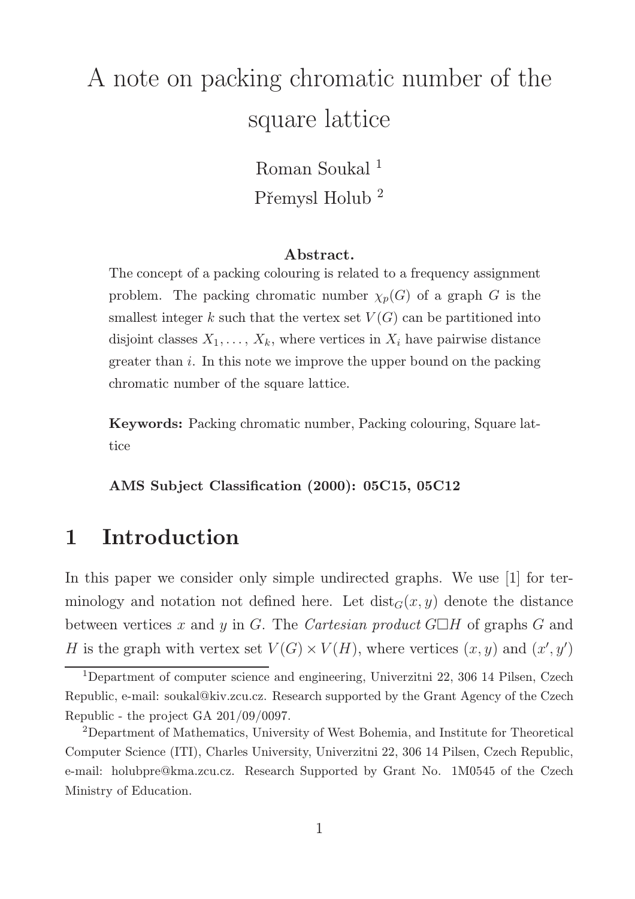# A note on packing chromatic number of the square lattice

Roman Soukal [1]

Přemysl Holub [2]

**Abstract.**

The concept of a packing colouring is related to a frequency assignment problem. The packing chromatic number $\chi_p(G)$ of a graph $G$ is the smallest integer $k$ such that the vertex set $V(G)$ can be partitioned into disjoint classes $X_1, \ldots, X_k$, where vertices in $X_i$ have pairwise distance greater than $i$. In this note we improve the upper bound on the packing chromatic number of the square lattice.

**Keywords:** Packing chromatic number, Packing colouring, Square lattice

**AMS Subject Classification (2000): 05C15, 05C12**

## 1 Introduction

In this paper we consider only simple undirected graphs. We use [1] for terminology and notation not defined here. Let $\text{dist}_G(x, y)$ denote the distance between vertices $x$ and $y$ in $G$. The *Cartesian product* $G \square H$ of graphs $G$ and $H$ is the graph with vertex set $V(G) \times V(H)$, where vertices $(x, y)$ and $(x', y')$

[1] Department of computer science and engineering, Univerzitni 22, 306 14 Pilsen, Czech Republic, e-mail: soukal@kiv.zcu.cz. Research supported by the Grant Agency of the Czech Republic - the project GA 201/09/0097.

[2] Department of Mathematics, University of West Bohemia, and Institute for Theoretical Computer Science (ITI), Charles University, Univerzitni 22, 306 14 Pilsen, Czech Republic, e-mail: holubpre@kma.zcu.cz. Research Supported by Grant No. 1M0545 of the Czech Ministry of Education.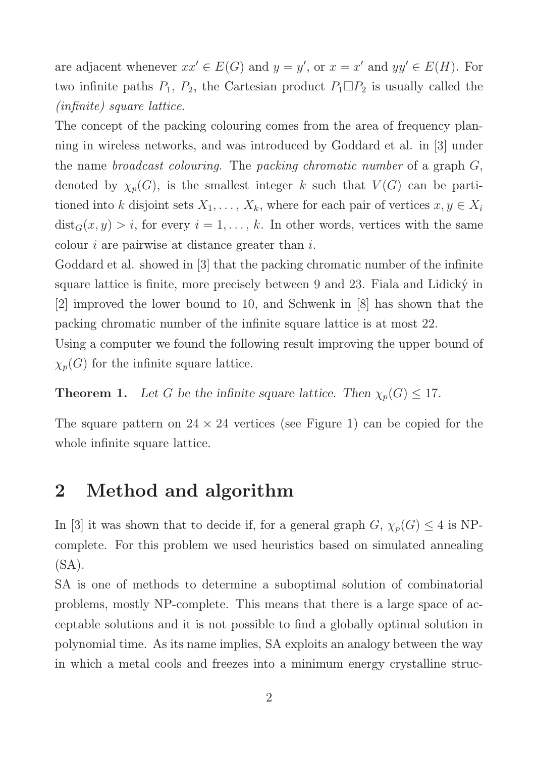are adjacent whenever $xx' \in E(G)$ and $y = y'$, or $x = x'$ and $yy' \in E(H)$. For two infinite paths $P_1$, $P_2$, the Cartesian product $P_1 \Box P_2$ is usually called the *(infinite) square lattice*.

The concept of the packing colouring comes from the area of frequency planning in wireless networks, and was introduced by Goddard et al. in [3] under the name *broadcast colouring*. The *packing chromatic number* of a graph $G$, denoted by $\chi_p(G)$, is the smallest integer $k$ such that $V(G)$ can be partitioned into $k$ disjoint sets $X_1, \ldots, X_k$, where for each pair of vertices $x, y \in X_i$ $\text{dist}_G(x, y) > i$, for every $i = 1, \ldots, k$. In other words, vertices with the same colour $i$ are pairwise at distance greater than $i$.

Goddard et al. showed in [3] that the packing chromatic number of the infinite square lattice is finite, more precisely between 9 and 23. Fiala and Lidický in [2] improved the lower bound to 10, and Schwenk in [8] has shown that the packing chromatic number of the infinite square lattice is at most 22.

Using a computer we found the following result improving the upper bound of $\chi_p(G)$ for the infinite square lattice.

**Theorem 1.** *Let $G$ be the infinite square lattice. Then $\chi_p(G) \leq 17$.*

The square pattern on $24 \times 24$ vertices (see Figure 1) can be copied for the whole infinite square lattice.

## 2 Method and algorithm

In [3] it was shown that to decide if, for a general graph $G$, $\chi_p(G) \leq 4$ is NP-complete. For this problem we used heuristics based on simulated annealing (SA).

SA is one of methods to determine a suboptimal solution of combinatorial problems, mostly NP-complete. This means that there is a large space of acceptable solutions and it is not possible to find a globally optimal solution in polynomial time. As its name implies, SA exploits an analogy between the way in which a metal cools and freezes into a minimum energy crystalline struc-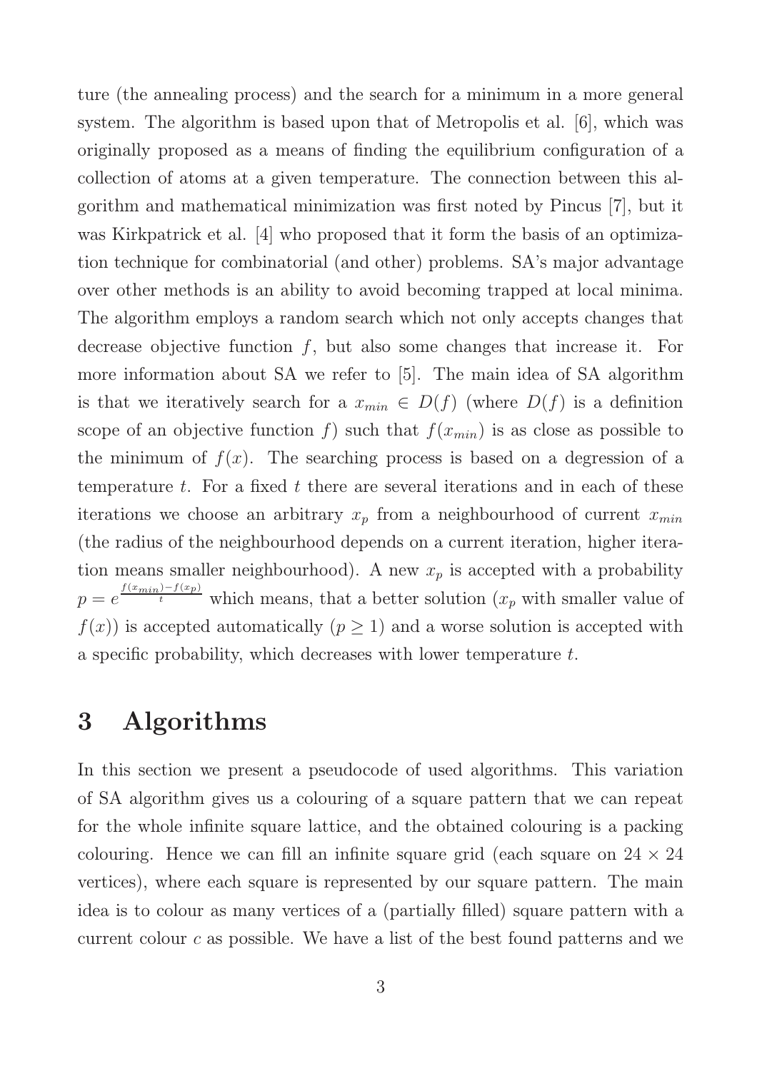ture (the annealing process) and the search for a minimum in a more general system. The algorithm is based upon that of Metropolis et al. [6], which was originally proposed as a means of finding the equilibrium configuration of a collection of atoms at a given temperature. The connection between this algorithm and mathematical minimization was first noted by Pincus [7], but it was Kirkpatrick et al. [4] who proposed that it form the basis of an optimization technique for combinatorial (and other) problems. SA's major advantage over other methods is an ability to avoid becoming trapped at local minima. The algorithm employs a random search which not only accepts changes that decrease objective function $f$, but also some changes that increase it. For more information about SA we refer to [5]. The main idea of SA algorithm is that we iteratively search for a $x_{min} \in D(f)$ (where $D(f)$ is a definition scope of an objective function $f$) such that $f(x_{min})$ is as close as possible to the minimum of $f(x)$. The searching process is based on a degression of a temperature $t$. For a fixed $t$ there are several iterations and in each of these iterations we choose an arbitrary $x_p$ from a neighbourhood of current $x_{min}$ (the radius of the neighbourhood depends on a current iteration, higher iteration means smaller neighbourhood). A new $x_p$ is accepted with a probability $p = e^{\frac{f(x_{min}) - f(x_p)}{t}}$ which means, that a better solution ($x_p$ with smaller value of $f(x)$) is accepted automatically ($p \geq 1$) and a worse solution is accepted with a specific probability, which decreases with lower temperature $t$.

# 3 Algorithms

In this section we present a pseudocode of used algorithms. This variation of SA algorithm gives us a colouring of a square pattern that we can repeat for the whole infinite square lattice, and the obtained colouring is a packing colouring. Hence we can fill an infinite square grid (each square on $24 \times 24$ vertices), where each square is represented by our square pattern. The main idea is to colour as many vertices of a (partially filled) square pattern with a current colour $c$ as possible. We have a list of the best found patterns and we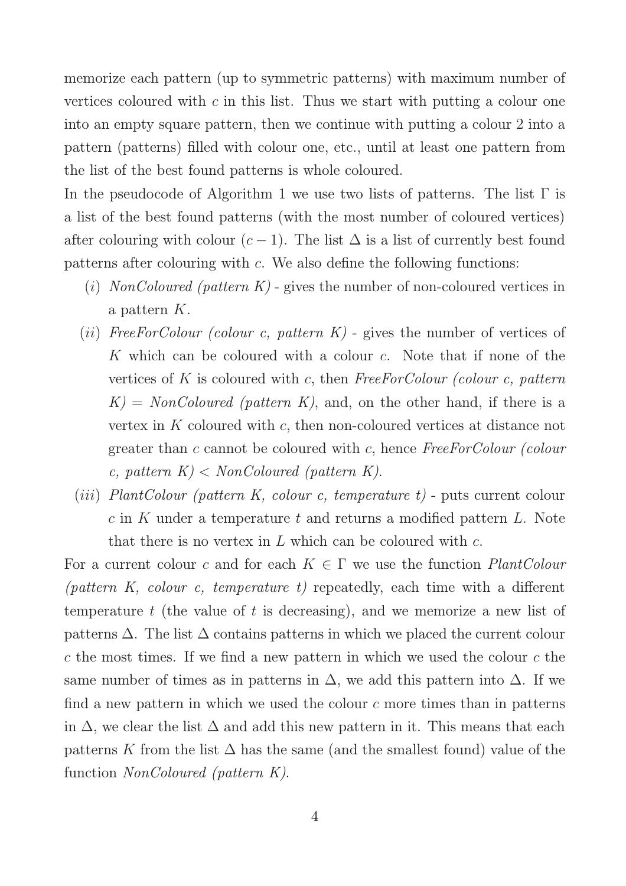memorize each pattern (up to symmetric patterns) with maximum number of vertices coloured with $c$ in this list. Thus we start with putting a colour one into an empty square pattern, then we continue with putting a colour 2 into a pattern (patterns) filled with colour one, etc., until at least one pattern from the list of the best found patterns is whole coloured.

In the pseudocode of Algorithm 1 we use two lists of patterns. The list $\Gamma$ is a list of the best found patterns (with the most number of coloured vertices) after colouring with colour $(c-1)$. The list $\Delta$ is a list of currently best found patterns after colouring with $c$. We also define the following functions:

- $(i)$ *NonColoured (pattern K)* - gives the number of non-coloured vertices in a pattern $K$.
- $(ii)$ *FreeForColour (colour c, pattern K)* - gives the number of vertices of $K$ which can be coloured with a colour $c$. Note that if none of the vertices of $K$ is coloured with $c$, then *FreeForColour (colour c, pattern K) = NonColoured (pattern K)*, and, on the other hand, if there is a vertex in $K$ coloured with $c$, then non-coloured vertices at distance not greater than $c$ cannot be coloured with $c$, hence *FreeForColour (colour c, pattern K) < NonColoured (pattern K)*.
- $(iii)$ *PlantColour (pattern K, colour c, temperature t)* - puts current colour $c$ in $K$ under a temperature $t$ and returns a modified pattern $L$. Note that there is no vertex in $L$ which can be coloured with $c$.

For a current colour $c$ and for each $K \in \Gamma$ we use the function *PlantColour (pattern K, colour c, temperature t)* repeatedly, each time with a different temperature $t$ (the value of $t$ is decreasing), and we memorize a new list of patterns $\Delta$. The list $\Delta$ contains patterns in which we placed the current colour $c$ the most times. If we find a new pattern in which we used the colour $c$ the same number of times as in patterns in $\Delta$, we add this pattern into $\Delta$. If we find a new pattern in which we used the colour $c$ more times than in patterns in $\Delta$, we clear the list $\Delta$ and add this new pattern in it. This means that each patterns $K$ from the list $\Delta$ has the same (and the smallest found) value of the function *NonColoured (pattern K)*.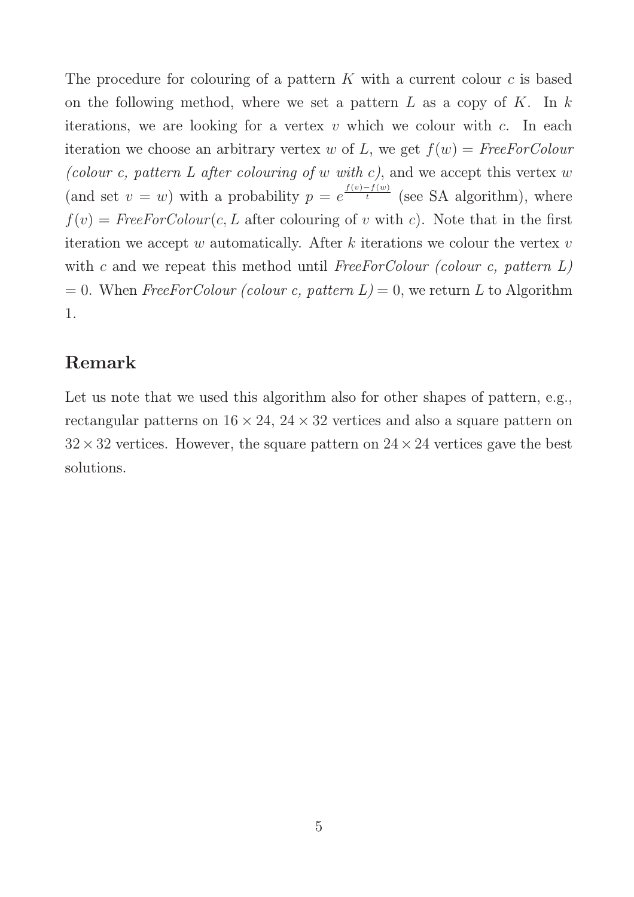The procedure for colouring of a pattern $K$ with a current colour $c$ is based on the following method, where we set a pattern $L$ as a copy of $K$. In $k$ iterations, we are looking for a vertex $v$ which we colour with $c$. In each iteration we choose an arbitrary vertex $w$ of $L$, we get $f(w) =$ *FreeForColour (colour c, pattern L after colouring of w with c)*, and we accept this vertex $w$ (and set $v = w$) with a probability $p = e^{\frac{f(v)-f(w)}{t}}$ (see SA algorithm), where $f(v) = \mathit{FreeForColour}(c, L$ after colouring of $v$ with $c)$. Note that in the first iteration we accept $w$ automatically. After $k$ iterations we colour the vertex $v$ with $c$ and we repeat this method until *FreeForColour (colour c, pattern L)* $= 0$. When *FreeForColour (colour c, pattern L)* $= 0$, we return $L$ to Algorithm 1.

## Remark

Let us note that we used this algorithm also for other shapes of pattern, e.g., rectangular patterns on $16 \times 24$, $24 \times 32$ vertices and also a square pattern on $32 \times 32$ vertices. However, the square pattern on $24 \times 24$ vertices gave the best solutions.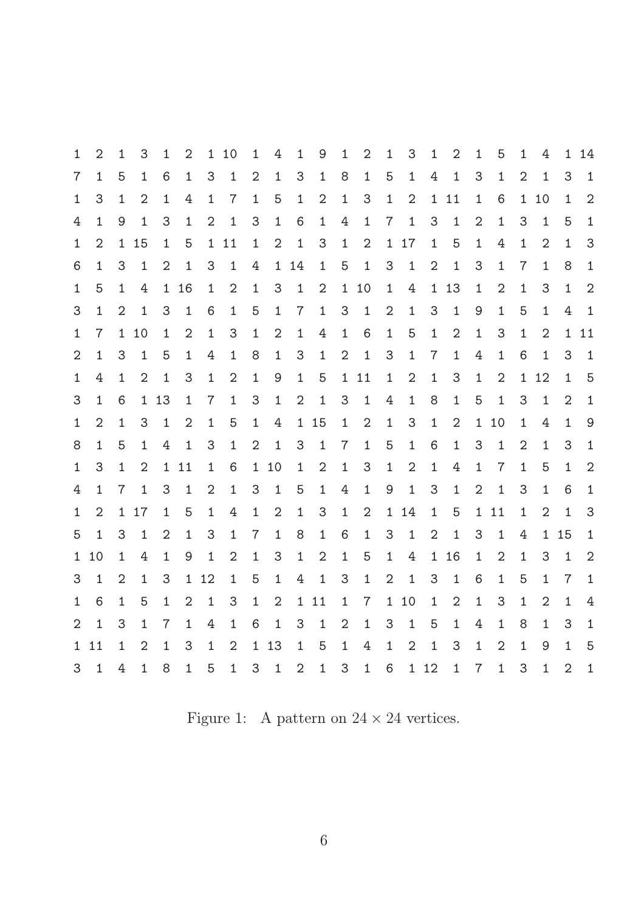```
1  2  1  3  1  2  1 10  1  4  1  9  1  2  1  3  1  2  1  5  1  4  1 14
7  1  5  1  6  1  3  1  2  1  3  1  8  1  5  1  4  1  3  1  2  1  3  1
1  3  1  2  1  4  1  7  1  5  1  2  1  3  1  2  1 11  1  6  1 10  1  2
4  1  9  1  3  1  2  1  3  1  6  1  4  1  7  1  3  1  2  1  3  1  5  1
1  2  1 15  1  5  1 11  1  2  1  3  1  2  1 17  1  5  1  4  1  2  1  3
6  1  3  1  2  1  3  1  4  1 14  1  5  1  3  1  2  1  3  1  7  1  8  1
1  5  1  4  1 16  1  2  1  3  1  2  1 10  1  4  1 13  1  2  1  3  1  2
3  1  2  1  3  1  6  1  5  1  7  1  3  1  2  1  3  1  9  1  5  1  4  1
1  7  1 10  1  2  1  3  1  2  1  4  1  6  1  5  1  2  1  3  1  2  1 11
2  1  3  1  5  1  4  1  8  1  3  1  2  1  3  1  7  1  4  1  6  1  3  1
1  4  1  2  1  3  1  2  1  9  1  5  1 11  1  2  1  3  1  2  1 12  1  5
3  1  6  1 13  1  7  1  3  1  2  1  3  1  4  1  8  1  5  1  3  1  2  1
1  2  1  3  1  2  1  5  1  4  1 15  1  2  1  3  1  2  1 10  1  4  1  9
8  1  5  1  4  1  3  1  2  1  3  1  7  1  5  1  6  1  3  1  2  1  3  1
1  3  1  2  1 11  1  6  1 10  1  2  1  3  1  2  1  4  1  7  1  5  1  2
4  1  7  1  3  1  2  1  3  1  5  1  4  1  9  1  3  1  2  1  3  1  6  1
1  2  1 17  1  5  1  4  1  2  1  3  1  2  1 14  1  5  1 11  1  2  1  3
5  1  3  1  2  1  3  1  7  1  8  1  6  1  3  1  2  1  3  1  4  1 15  1
1 10  1  4  1  9  1  2  1  3  1  2  1  5  1  4  1 16  1  2  1  3  1  2
3  1  2  1  3  1 12  1  5  1  4  1  3  1  2  1  3  1  6  1  5  1  7  1
1  6  1  5  1  2  1  3  1  2  1 11  1  7  1 10  1  2  1  3  1  2  1  4
2  1  3  1  7  1  4  1  6  1  3  1  2  1  3  1  5  1  4  1  8  1  3  1
1 11  1  2  1  3  1  2  1 13  1  5  1  4  1  2  1  3  1  2  1  9  1  5
3  1  4  1  8  1  5  1  3  1  2  1  3  1  6  1 12  1  7  1  3  1  2  1
```

Figure 1: A pattern on $24 \times 24$ vertices.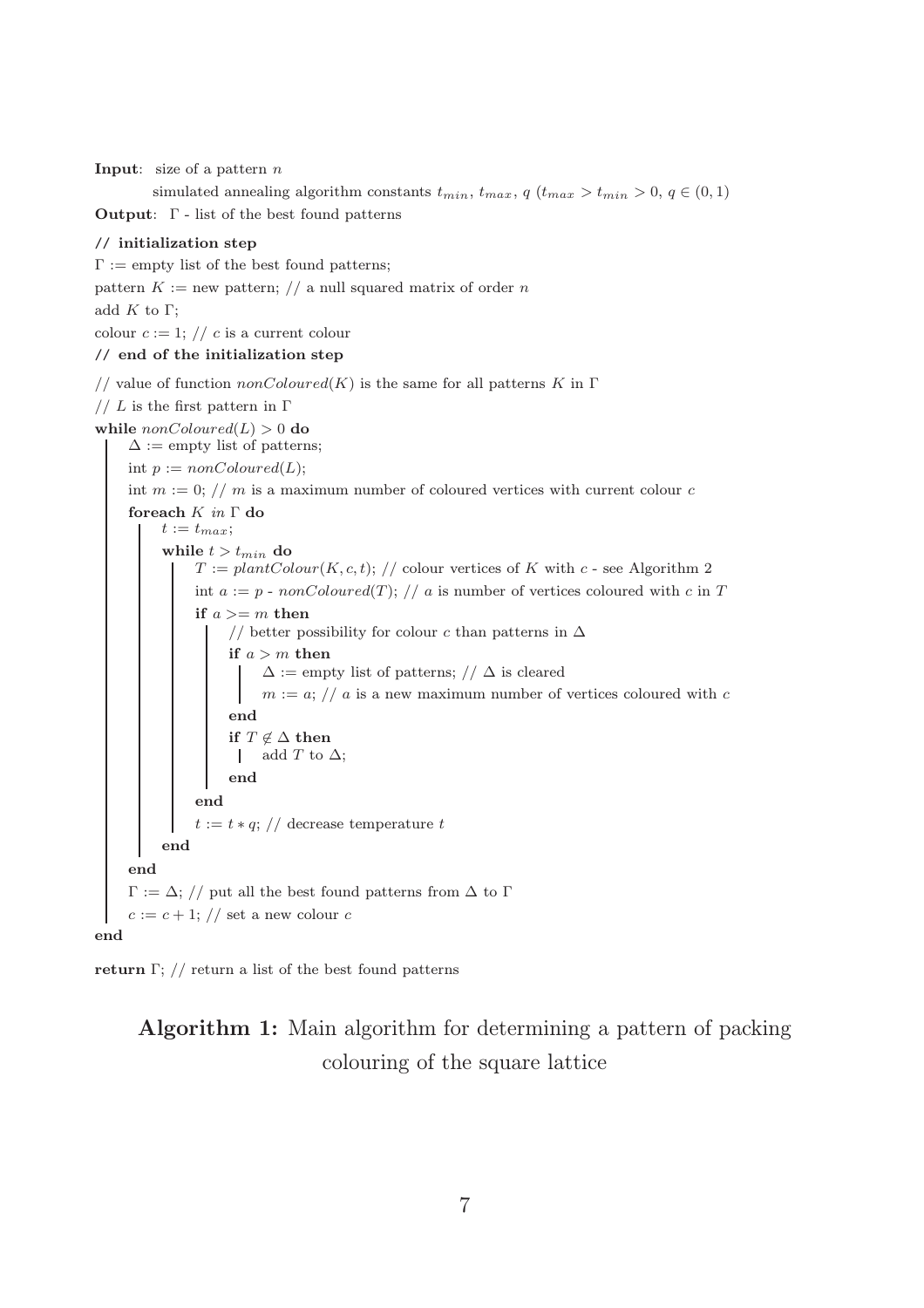**Input**: size of a pattern $n$

simulated annealing algorithm constants $t_{min}$, $t_{max}$, $q$ ($t_{max} > t_{min} > 0$, $q \in (0, 1)$)

**Output**: $\Gamma$ - list of the best found patterns

```
// initialization step
Γ := empty list of the best found patterns;
pattern K := new pattern; // a null squared matrix of order n
add K to Γ;
colour c := 1; // c is a current colour
// end of the initialization step
// value of function nonColoured(K) is the same for all patterns K in Γ
// L is the first pattern in Γ
while nonColoured(L) > 0 do
    Δ := empty list of patterns;
    int p := nonColoured(L);
    int m := 0; // m is a maximum number of coloured vertices with current colour c
    foreach K in Γ do
        t := t_max;
        while t > t_min do
            T := plantColour(K, c, t); // colour vertices of K with c - see Algorithm 2
            int a := p - nonColoured(T); // a is number of vertices coloured with c in T
            if a >= m then
                // better possibility for colour c than patterns in Δ
                if a > m then
                    Δ := empty list of patterns; // Δ is cleared
                    m := a; // a is a new maximum number of vertices coloured with c
                end
                if T ∉ Δ then
                    add T to Δ;
                end
            end
            t := t * q; // decrease temperature t
        end
    end
    Γ := Δ; // put all the best found patterns from Δ to Γ
    c := c + 1; // set a new colour c
end
return Γ; // return a list of the best found patterns
```

**Algorithm 1:** Main algorithm for determining a pattern of packing colouring of the square lattice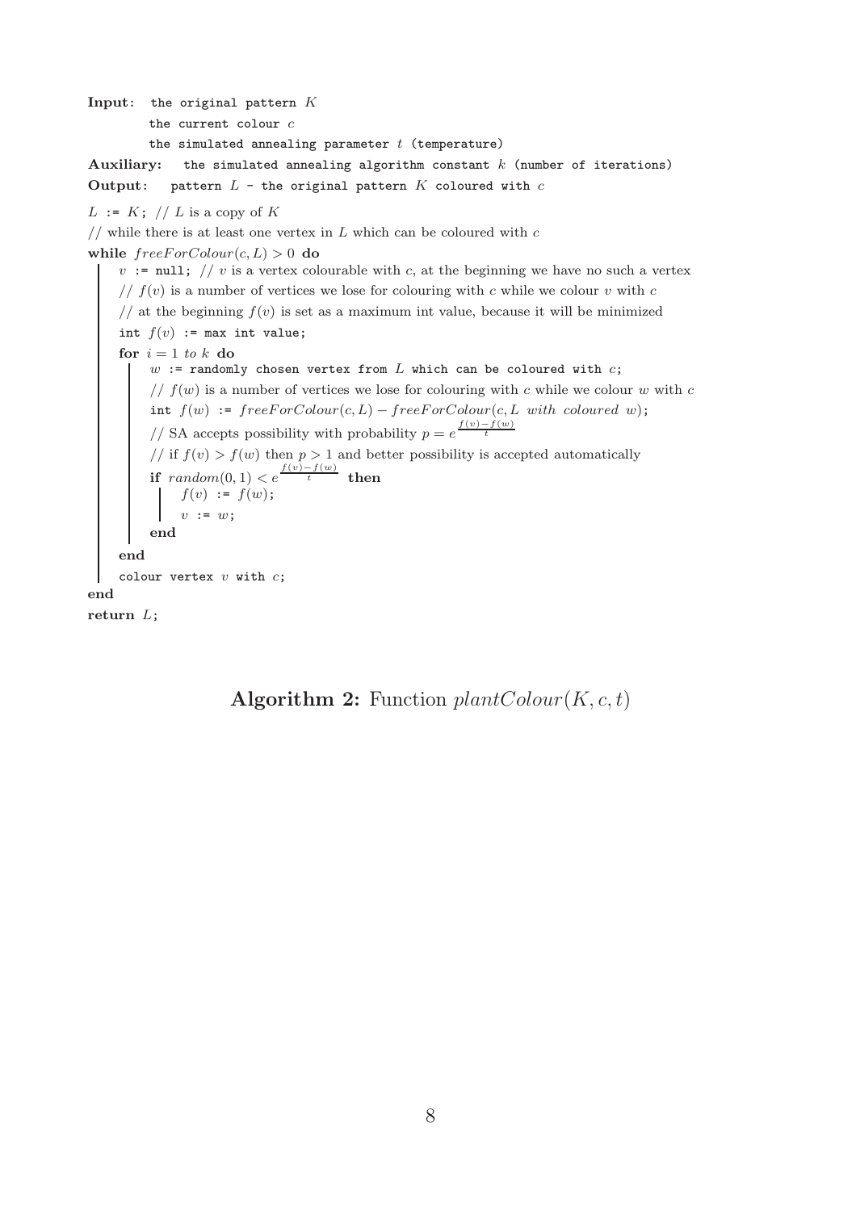**Input**: the original pattern $K$

the current colour $c$

the simulated annealing parameter $t$ (temperature)

**Auxiliary:** the simulated annealing algorithm constant $k$ (number of iterations)

**Output**: pattern $L$ - the original pattern $K$ coloured with $c$

```
L := K; // L is a copy of K
// while there is at least one vertex in L which can be coloured with c
while freeForColour(c, L) > 0 do
    v := null; // v is a vertex colourable with c, at the beginning we have no such a vertex
    // f(v) is a number of vertices we lose for colouring with c while we colour v with c
    // at the beginning f(v) is set as a maximum int value, because it will be minimized
    int f(v) := max int value;
    for i = 1 to k do
        w := randomly chosen vertex from L which can be coloured with c;
        // f(w) is a number of vertices we lose for colouring with c while we colour w with c
        int f(w) := freeForColour(c, L) − freeForColour(c, L with coloured w);
        // SA accepts possibility with probability p = e^((f(v)−f(w))/t)
        // if f(v) > f(w) then p > 1 and better possibility is accepted automatically
        if random(0, 1) < e^((f(v)−f(w))/t) then
            f(v) := f(w);
            v := w;
        end
    end
    colour vertex v with c;
end
return L;
```

**Algorithm 2:** Function $plantColour(K, c, t)$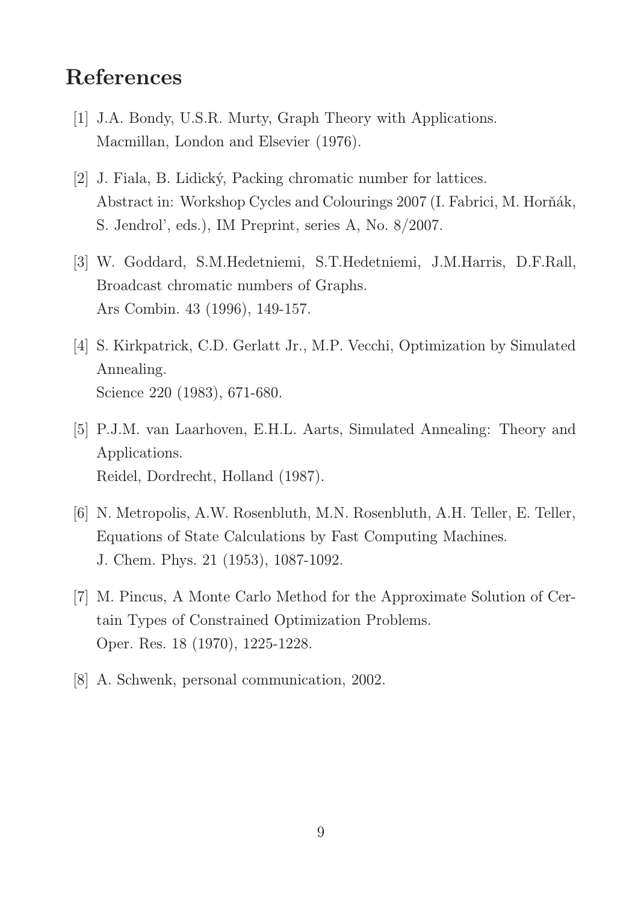# References

[1] J.A. Bondy, U.S.R. Murty, Graph Theory with Applications. Macmillan, London and Elsevier (1976).

[2] J. Fiala, B. Lidický, Packing chromatic number for lattices. Abstract in: Workshop Cycles and Colourings 2007 (I. Fabrici, M. Horňák, S. Jendrol', eds.), IM Preprint, series A, No. 8/2007.

[3] W. Goddard, S.M.Hedetniemi, S.T.Hedetniemi, J.M.Harris, D.F.Rall, Broadcast chromatic numbers of Graphs. Ars Combin. 43 (1996), 149-157.

[4] S. Kirkpatrick, C.D. Gerlatt Jr., M.P. Vecchi, Optimization by Simulated Annealing. Science 220 (1983), 671-680.

[5] P.J.M. van Laarhoven, E.H.L. Aarts, Simulated Annealing: Theory and Applications. Reidel, Dordrecht, Holland (1987).

[6] N. Metropolis, A.W. Rosenbluth, M.N. Rosenbluth, A.H. Teller, E. Teller, Equations of State Calculations by Fast Computing Machines. J. Chem. Phys. 21 (1953), 1087-1092.

[7] M. Pincus, A Monte Carlo Method for the Approximate Solution of Certain Types of Constrained Optimization Problems. Oper. Res. 18 (1970), 1225-1228.

[8] A. Schwenk, personal communication, 2002.